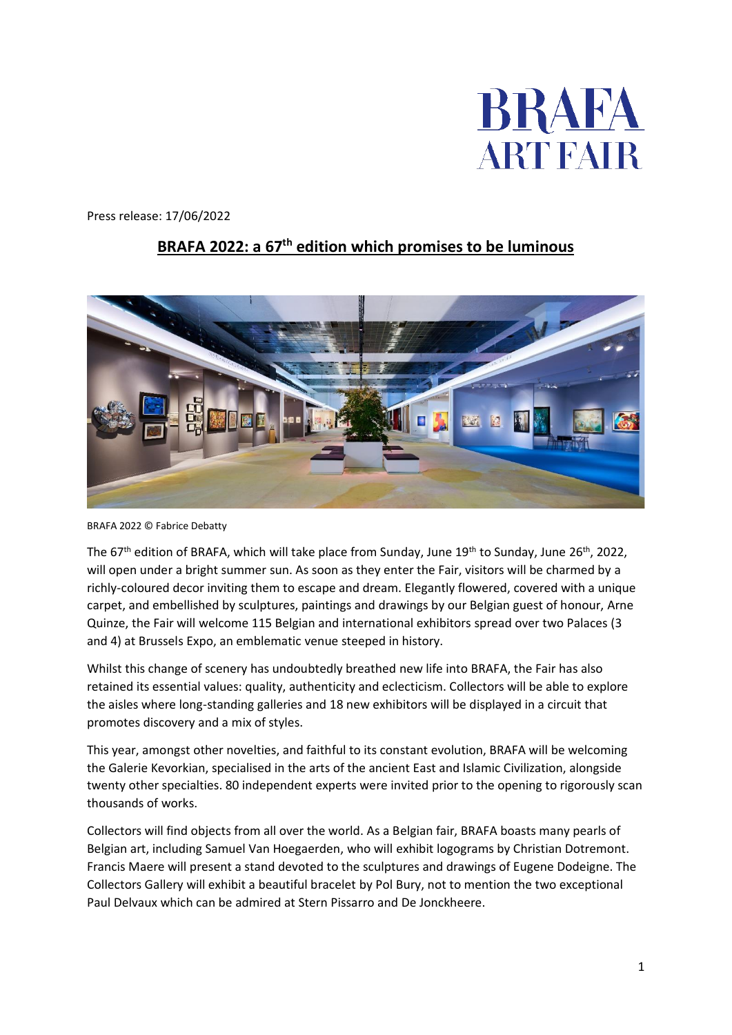Press release: 17/06/2022

# BRAFA 2022: a 67th edition which promises to be luminous

BRAFA 2022 © Fabrice Debatty

The 67th edition of BRAFA, which will take place from Sunday, June 19th to Sunday, June 26th, 2022, will open under a bright summer sun. As soon as they enter the Fair, visitors will be charmed by a richly-coloured decor inviting them to escape and dream. Elegantly flowered, covered with a unique carpet, and embellished by sculptures, paintings and drawings by our Belgian guest of honour, Arne Quinze, the Fair will welcome 115 Belgian and international exhibitors spread over two Palaces (3 and 4) at Brussels Expo, an emblematic venue steeped in history.

Whilst this change of scenery has undoubtedly breathed new life into BRAFA, the Fair has also retained its essential values: quality, authenticity and eclecticism. Collectors will be able to explore the aisles where long-standing galleries and 18 new exhibitors will be displayed in a circuit that promotes discovery and a mix of styles.

This year, amongst other novelties, and faithful to its constant evolution, BRAFA will be welcoming the Galerie Kevorkian, specialised in the arts of the ancient East and Islamic Civilization, alongside twenty other specialties. 80 independent experts were invited prior to the opening to rigorously scan thousands of works.

Collectors will find objects from all over the world. As a Belgian fair, BRAFA boasts many pearls of Belgian art, including Samuel Van Hoegaerden, who will exhibit logograms by Christian Dotremont. Francis Maere will present a stand devoted to the sculptures and drawings of Eugene Dodeigne. The Collectors Gallery will exhibit a beautiful bracelet by Pol Bury, not to mention the two exceptional Paul Delvaux which can be admired at Stern Pissarro and De Jonckheere.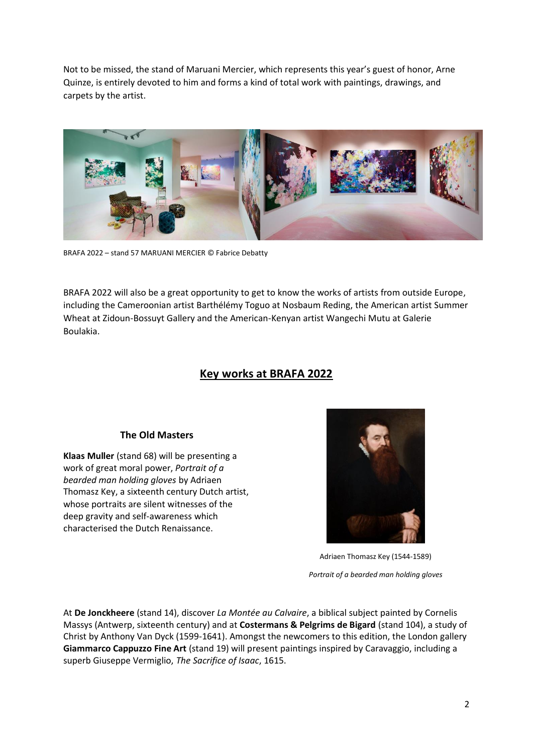Not to be missed, the stand of Maruani Mercier, which represents this year's guest of honor, Arne Quinze, is entirely devoted to him and forms a kind of total work with paintings, drawings, and carpets by the artist.

BRAFA 2022 – stand 57 MARUANI MERCIER © Fabrice Debatty

BRAFA 2022 will also be a great opportunity to get to know the works of artists from outside Europe, including the Cameroonian artist Barthélémy Toguo at Nosbaum Reding, the American artist Summer Wheat at Zidoun-Bossuyt Gallery and the American-Kenyan artist Wangechi Mutu at Galerie Boulakia.

## Key works at BRAFA 2022

### The Old Masters

**Klaas Muller** (stand 68) will be presenting a work of great moral power, *Portrait of a bearded man holding gloves* by Adriaen Thomasz Key, a sixteenth century Dutch artist, whose portraits are silent witnesses of the deep gravity and self-awareness which characterised the Dutch Renaissance.

Adriaen Thomasz Key (1544-1589)

*Portrait of a bearded man holding gloves*

At **De Jonckheere** (stand 14), discover *La Montée au Calvaire*, a biblical subject painted by Cornelis Massys (Antwerp, sixteenth century) and at **Costermans & Pelgrims de Bigard** (stand 104), a study of Christ by Anthony Van Dyck (1599-1641). Amongst the newcomers to this edition, the London gallery **Giammarco Cappuzzo Fine Art** (stand 19) will present paintings inspired by Caravaggio, including a superb Giuseppe Vermiglio, *The Sacrifice of Isaac*, 1615.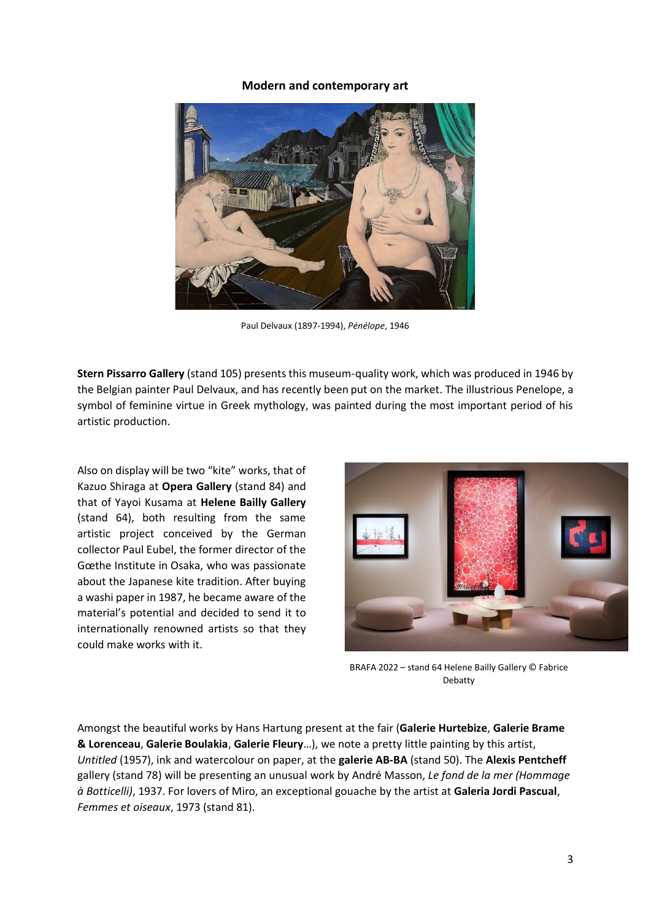**Modern and contemporary art**

Paul Delvaux (1897-1994), *Pénélope*, 1946

**Stern Pissarro Gallery** (stand 105) presents this museum-quality work, which was produced in 1946 by the Belgian painter Paul Delvaux, and has recently been put on the market. The illustrious Penelope, a symbol of feminine virtue in Greek mythology, was painted during the most important period of his artistic production.

Also on display will be two "kite" works, that of Kazuo Shiraga at **Opera Gallery** (stand 84) and that of Yayoi Kusama at **Helene Bailly Gallery** (stand 64), both resulting from the same artistic project conceived by the German collector Paul Eubel, the former director of the Gœthe Institute in Osaka, who was passionate about the Japanese kite tradition. After buying a washi paper in 1987, he became aware of the material's potential and decided to send it to internationally renowned artists so that they could make works with it.

BRAFA 2022 – stand 64 Helene Bailly Gallery © Fabrice Debatty

Amongst the beautiful works by Hans Hartung present at the fair (**Galerie Hurtebize**, **Galerie Brame & Lorenceau**, **Galerie Boulakia**, **Galerie Fleury**…), we note a pretty little painting by this artist, *Untitled* (1957), ink and watercolour on paper, at the **galerie AB-BA** (stand 50). The **Alexis Pentcheff** gallery (stand 78) will be presenting an unusual work by André Masson, *Le fond de la mer (Hommage à Botticelli)*, 1937. For lovers of Miro, an exceptional gouache by the artist at **Galeria Jordi Pascual**, *Femmes et oiseaux*, 1973 (stand 81).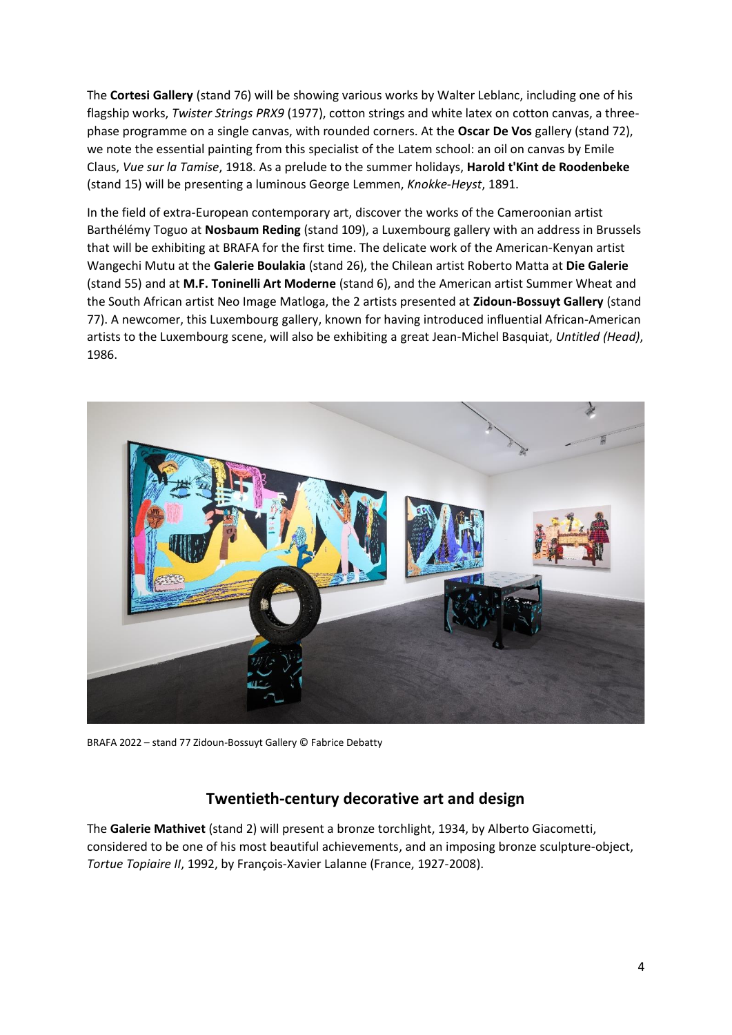The **Cortesi Gallery** (stand 76) will be showing various works by Walter Leblanc, including one of his flagship works, *Twister Strings PRX9* (1977), cotton strings and white latex on cotton canvas, a three-phase programme on a single canvas, with rounded corners. At the **Oscar De Vos** gallery (stand 72), we note the essential painting from this specialist of the Latem school: an oil on canvas by Emile Claus, *Vue sur la Tamise*, 1918. As a prelude to the summer holidays, **Harold t'Kint de Roodenbeke** (stand 15) will be presenting a luminous George Lemmen, *Knokke-Heyst*, 1891.

In the field of extra-European contemporary art, discover the works of the Cameroonian artist Barthélémy Toguo at **Nosbaum Reding** (stand 109), a Luxembourg gallery with an address in Brussels that will be exhibiting at BRAFA for the first time. The delicate work of the American-Kenyan artist Wangechi Mutu at the **Galerie Boulakia** (stand 26), the Chilean artist Roberto Matta at **Die Galerie** (stand 55) and at **M.F. Toninelli Art Moderne** (stand 6), and the American artist Summer Wheat and the South African artist Neo Image Matloga, the 2 artists presented at **Zidoun-Bossuyt Gallery** (stand 77). A newcomer, this Luxembourg gallery, known for having introduced influential African-American artists to the Luxembourg scene, will also be exhibiting a great Jean-Michel Basquiat, *Untitled (Head)*, 1986.

BRAFA 2022 – stand 77 Zidoun-Bossuyt Gallery © Fabrice Debatty

## Twentieth-century decorative art and design

The **Galerie Mathivet** (stand 2) will present a bronze torchlight, 1934, by Alberto Giacometti, considered to be one of his most beautiful achievements, and an imposing bronze sculpture-object, *Tortue Topiaire II*, 1992, by François-Xavier Lalanne (France, 1927-2008).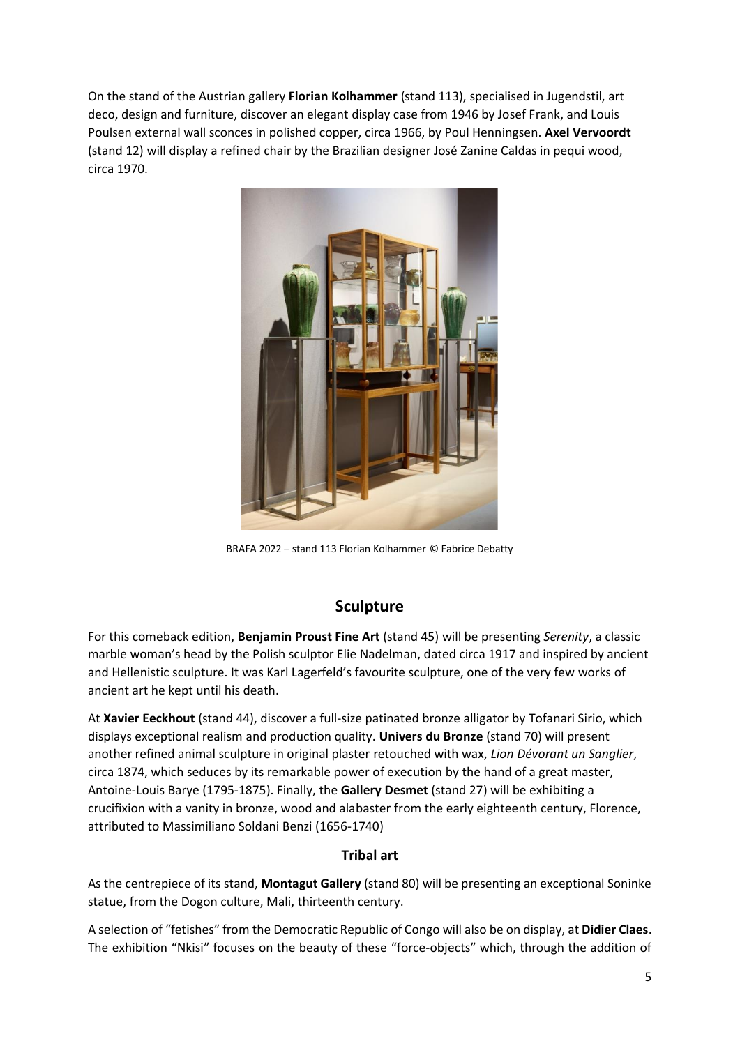On the stand of the Austrian gallery **Florian Kolhammer** (stand 113), specialised in Jugendstil, art deco, design and furniture, discover an elegant display case from 1946 by Josef Frank, and Louis Poulsen external wall sconces in polished copper, circa 1966, by Poul Henningsen. **Axel Vervoordt** (stand 12) will display a refined chair by the Brazilian designer José Zanine Caldas in pequi wood, circa 1970.

BRAFA 2022 – stand 113 Florian Kolhammer © Fabrice Debatty

## Sculpture

For this comeback edition, **Benjamin Proust Fine Art** (stand 45) will be presenting *Serenity*, a classic marble woman's head by the Polish sculptor Elie Nadelman, dated circa 1917 and inspired by ancient and Hellenistic sculpture. It was Karl Lagerfeld's favourite sculpture, one of the very few works of ancient art he kept until his death.

At **Xavier Eeckhout** (stand 44), discover a full-size patinated bronze alligator by Tofanari Sirio, which displays exceptional realism and production quality. **Univers du Bronze** (stand 70) will present another refined animal sculpture in original plaster retouched with wax, *Lion Dévorant un Sanglier*, circa 1874, which seduces by its remarkable power of execution by the hand of a great master, Antoine-Louis Barye (1795-1875). Finally, the **Gallery Desmet** (stand 27) will be exhibiting a crucifixion with a vanity in bronze, wood and alabaster from the early eighteenth century, Florence, attributed to Massimiliano Soldani Benzi (1656-1740)

### Tribal art

As the centrepiece of its stand, **Montagut Gallery** (stand 80) will be presenting an exceptional Soninke statue, from the Dogon culture, Mali, thirteenth century.

A selection of "fetishes" from the Democratic Republic of Congo will also be on display, at **Didier Claes**. The exhibition "Nkisi" focuses on the beauty of these "force-objects" which, through the addition of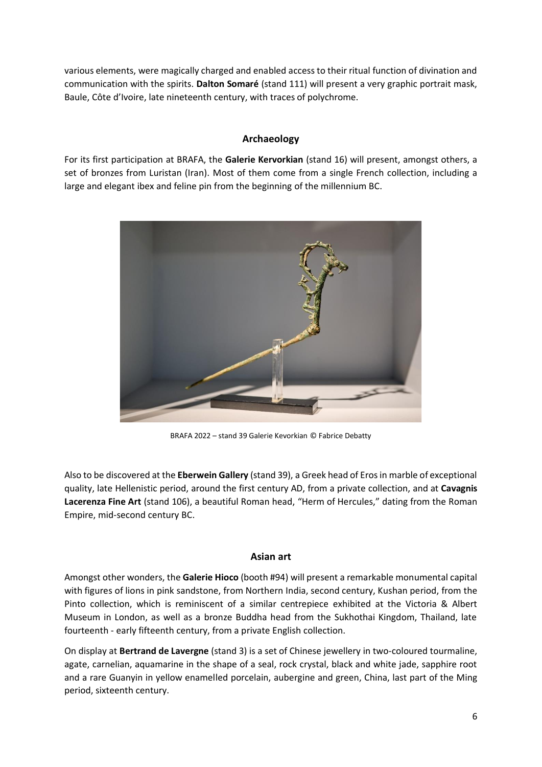various elements, were magically charged and enabled access to their ritual function of divination and communication with the spirits. **Dalton Somaré** (stand 111) will present a very graphic portrait mask, Baule, Côte d'Ivoire, late nineteenth century, with traces of polychrome.

## Archaeology

For its first participation at BRAFA, the **Galerie Kervorkian** (stand 16) will present, amongst others, a set of bronzes from Luristan (Iran). Most of them come from a single French collection, including a large and elegant ibex and feline pin from the beginning of the millennium BC.

BRAFA 2022 – stand 39 Galerie Kevorkian © Fabrice Debatty

Also to be discovered at the **Eberwein Gallery** (stand 39), a Greek head of Eros in marble of exceptional quality, late Hellenistic period, around the first century AD, from a private collection, and at **Cavagnis Lacerenza Fine Art** (stand 106), a beautiful Roman head, "Herm of Hercules," dating from the Roman Empire, mid-second century BC.

## Asian art

Amongst other wonders, the **Galerie Hioco** (booth #94) will present a remarkable monumental capital with figures of lions in pink sandstone, from Northern India, second century, Kushan period, from the Pinto collection, which is reminiscent of a similar centrepiece exhibited at the Victoria & Albert Museum in London, as well as a bronze Buddha head from the Sukhothai Kingdom, Thailand, late fourteenth - early fifteenth century, from a private English collection.

On display at **Bertrand de Lavergne** (stand 3) is a set of Chinese jewellery in two-coloured tourmaline, agate, carnelian, aquamarine in the shape of a seal, rock crystal, black and white jade, sapphire root and a rare Guanyin in yellow enamelled porcelain, aubergine and green, China, last part of the Ming period, sixteenth century.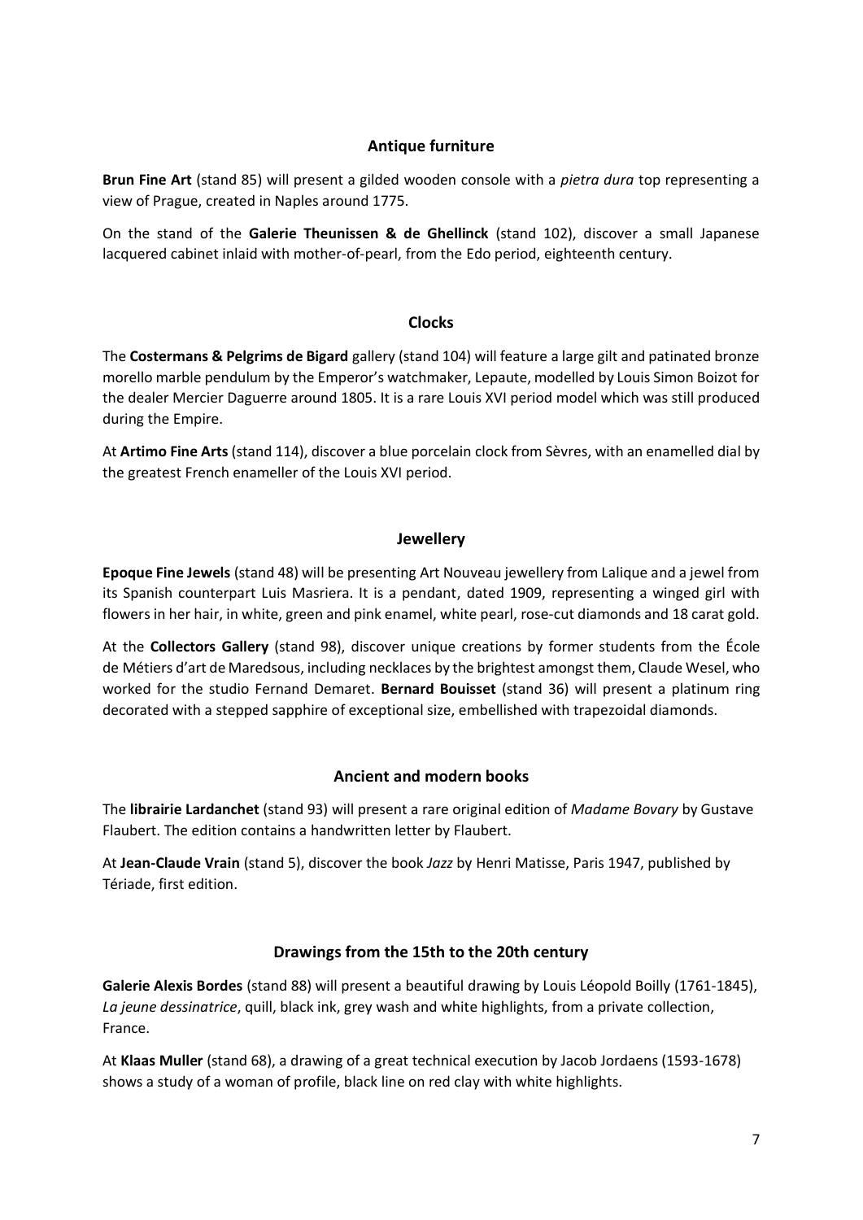## Antique furniture

**Brun Fine Art** (stand 85) will present a gilded wooden console with a *pietra dura* top representing a view of Prague, created in Naples around 1775.

On the stand of the **Galerie Theunissen & de Ghellinck** (stand 102), discover a small Japanese lacquered cabinet inlaid with mother-of-pearl, from the Edo period, eighteenth century.

## Clocks

The **Costermans & Pelgrims de Bigard** gallery (stand 104) will feature a large gilt and patinated bronze morello marble pendulum by the Emperor's watchmaker, Lepaute, modelled by Louis Simon Boizot for the dealer Mercier Daguerre around 1805. It is a rare Louis XVI period model which was still produced during the Empire.

At **Artimo Fine Arts** (stand 114), discover a blue porcelain clock from Sèvres, with an enamelled dial by the greatest French enameller of the Louis XVI period.

## Jewellery

**Epoque Fine Jewels** (stand 48) will be presenting Art Nouveau jewellery from Lalique and a jewel from its Spanish counterpart Luis Masriera. It is a pendant, dated 1909, representing a winged girl with flowers in her hair, in white, green and pink enamel, white pearl, rose-cut diamonds and 18 carat gold.

At the **Collectors Gallery** (stand 98), discover unique creations by former students from the École de Métiers d'art de Maredsous, including necklaces by the brightest amongst them, Claude Wesel, who worked for the studio Fernand Demaret. **Bernard Bouisset** (stand 36) will present a platinum ring decorated with a stepped sapphire of exceptional size, embellished with trapezoidal diamonds.

## Ancient and modern books

The **librairie Lardanchet** (stand 93) will present a rare original edition of *Madame Bovary* by Gustave Flaubert. The edition contains a handwritten letter by Flaubert.

At **Jean-Claude Vrain** (stand 5), discover the book *Jazz* by Henri Matisse, Paris 1947, published by Tériade, first edition.

## Drawings from the 15th to the 20th century

**Galerie Alexis Bordes** (stand 88) will present a beautiful drawing by Louis Léopold Boilly (1761-1845), *La jeune dessinatrice*, quill, black ink, grey wash and white highlights, from a private collection, France.

At **Klaas Muller** (stand 68), a drawing of a great technical execution by Jacob Jordaens (1593-1678) shows a study of a woman of profile, black line on red clay with white highlights.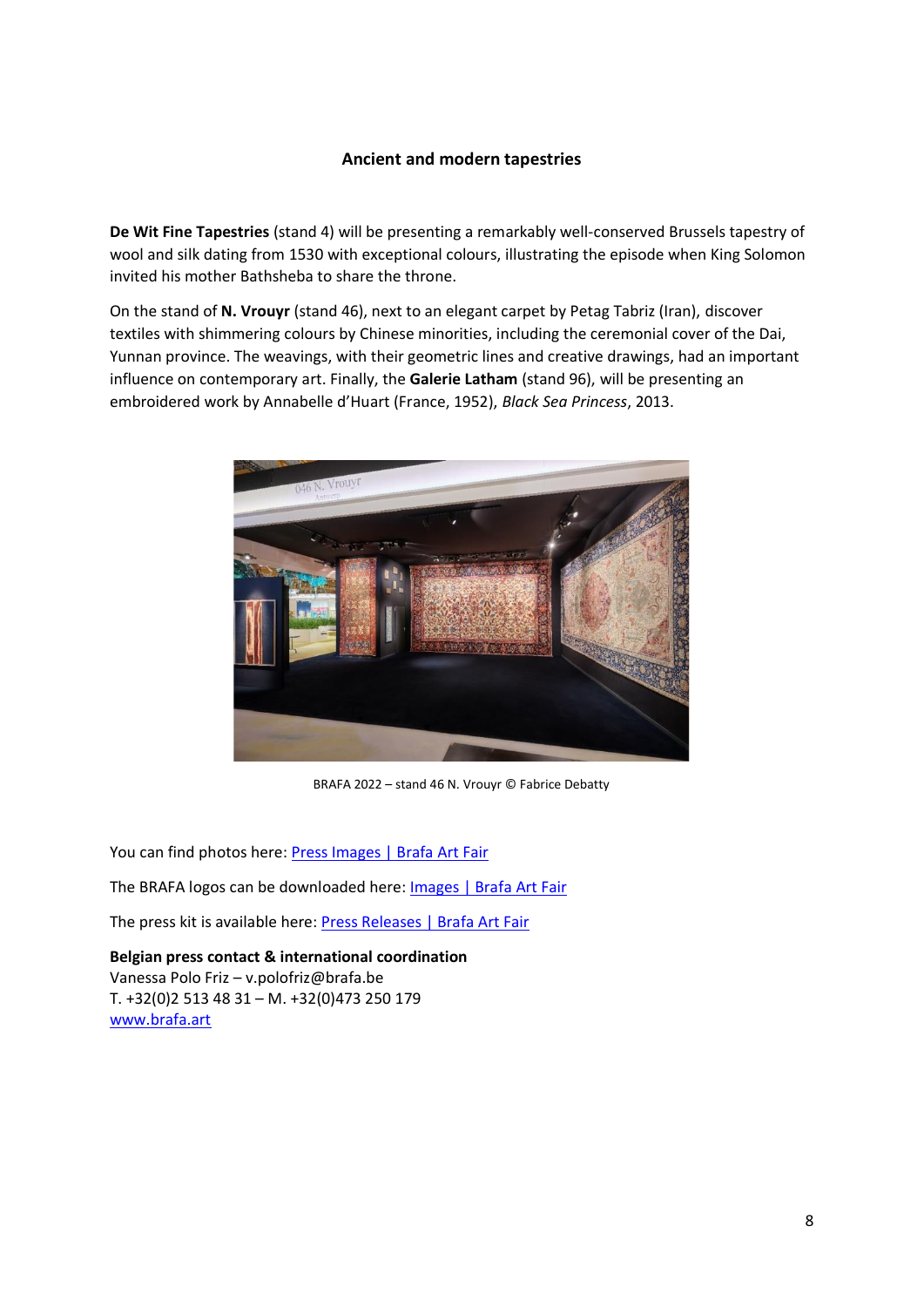## Ancient and modern tapestries

**De Wit Fine Tapestries** (stand 4) will be presenting a remarkably well-conserved Brussels tapestry of wool and silk dating from 1530 with exceptional colours, illustrating the episode when King Solomon invited his mother Bathsheba to share the throne.

On the stand of **N. Vrouyr** (stand 46), next to an elegant carpet by Petag Tabriz (Iran), discover textiles with shimmering colours by Chinese minorities, including the ceremonial cover of the Dai, Yunnan province. The weavings, with their geometric lines and creative drawings, had an important influence on contemporary art. Finally, the **Galerie Latham** (stand 96), will be presenting an embroidered work by Annabelle d'Huart (France, 1952), *Black Sea Princess*, 2013.

BRAFA 2022 – stand 46 N. Vrouyr © Fabrice Debatty

You can find photos here: Press Images | Brafa Art Fair

The BRAFA logos can be downloaded here: Images | Brafa Art Fair

The press kit is available here: Press Releases | Brafa Art Fair

**Belgian press contact & international coordination**
Vanessa Polo Friz – v.polofriz@brafa.be
T. +32(0)2 513 48 31 – M. +32(0)473 250 179
www.brafa.art